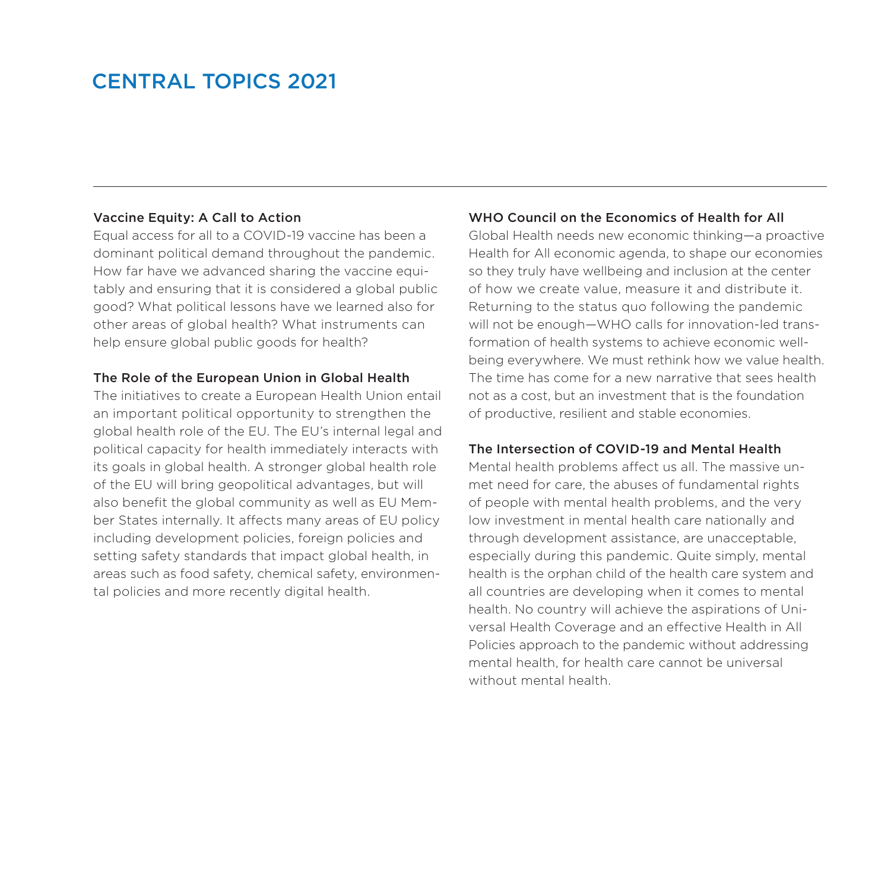# CENTRAL TOPICS 2021

## Vaccine Equity: A Call to Action

Equal access for all to a COVID-19 vaccine has been a dominant political demand throughout the pandemic. How far have we advanced sharing the vaccine equitably and ensuring that it is considered a global public good? What political lessons have we learned also for other areas of global health? What instruments can help ensure global public goods for health?

## The Role of the European Union in Global Health

The initiatives to create a European Health Union entail an important political opportunity to strengthen the global health role of the EU. The EU's internal legal and political capacity for health immediately interacts with its goals in global health. A stronger global health role of the EU will bring geopolitical advantages, but will also benefit the global community as well as EU Member States internally. It affects many areas of EU policy including development policies, foreign policies and setting safety standards that impact global health, in areas such as food safety, chemical safety, environmental policies and more recently digital health.

## WHO Council on the Economics of Health for All

Global Health needs new economic thinking—a proactive Health for All economic agenda, to shape our economies so they truly have wellbeing and inclusion at the center of how we create value, measure it and distribute it. Returning to the status quo following the pandemic will not be enough—WHO calls for innovation-led transformation of health systems to achieve economic wellbeing everywhere. We must rethink how we value health. The time has come for a new narrative that sees health not as a cost, but an investment that is the foundation of productive, resilient and stable economies.

## The Intersection of COVID-19 and Mental Health

Mental health problems affect us all. The massive unmet need for care, the abuses of fundamental rights of people with mental health problems, and the very low investment in mental health care nationally and through development assistance, are unacceptable, especially during this pandemic. Quite simply, mental health is the orphan child of the health care system and all countries are developing when it comes to mental health. No country will achieve the aspirations of Universal Health Coverage and an effective Health in All Policies approach to the pandemic without addressing mental health, for health care cannot be universal without mental health.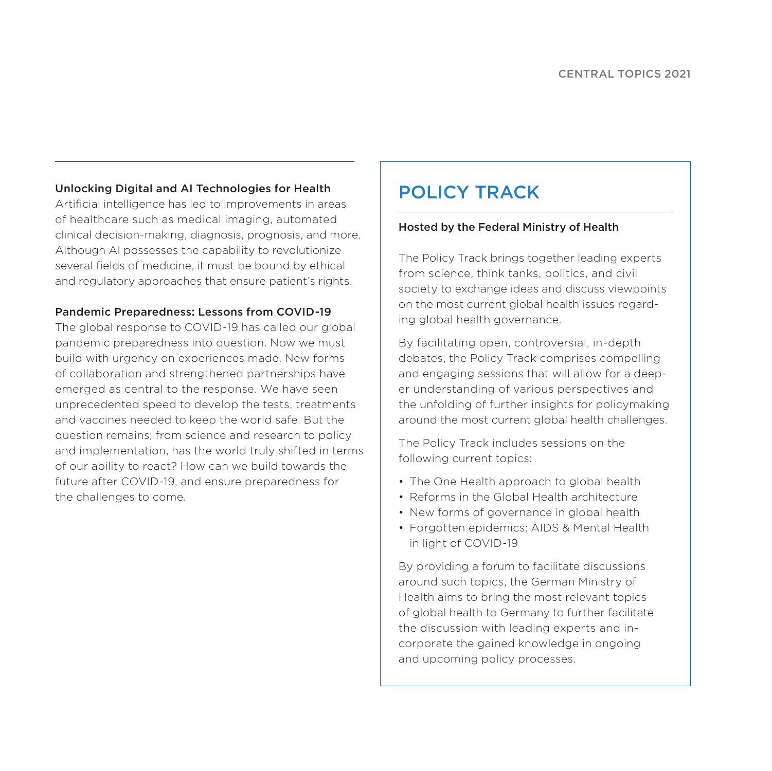### Unlocking Digital and AI Technologies for Health

Artificial intelligence has led to improvements in areas of healthcare such as medical imaging, automated clinical decision-making, diagnosis, prognosis, and more. Although AI possesses the capability to revolutionize several fields of medicine, it must be bound by ethical and regulatory approaches that ensure patient's rights.

### Pandemic Preparedness: Lessons from COVID-19

The global response to COVID-19 has called our global pandemic preparedness into question. Now we must build with urgency on experiences made. New forms of collaboration and strengthened partnerships have emerged as central to the response. We have seen unprecedented speed to develop the tests, treatments and vaccines needed to keep the world safe. But the question remains; from science and research to policy and implementation, has the world truly shifted in terms of our ability to react? How can we build towards the future after COVID-19, and ensure preparedness for the challenges to come.

## POLICY TRACK

**Hosted by the Federal Ministry of Health**

The Policy Track brings together leading experts from science, think tanks, politics, and civil society to exchange ideas and discuss viewpoints on the most current global health issues regarding global health governance.

By facilitating open, controversial, in-depth debates, the Policy Track comprises compelling and engaging sessions that will allow for a deeper understanding of various perspectives and the unfolding of further insights for policymaking around the most current global health challenges.

The Policy Track includes sessions on the following current topics:

- The One Health approach to global health
- Reforms in the Global Health architecture
- New forms of governance in global health
- Forgotten epidemics: AIDS & Mental Health in light of COVID-19

By providing a forum to facilitate discussions around such topics, the German Ministry of Health aims to bring the most relevant topics of global health to Germany to further facilitate the discussion with leading experts and incorporate the gained knowledge in ongoing and upcoming policy processes.